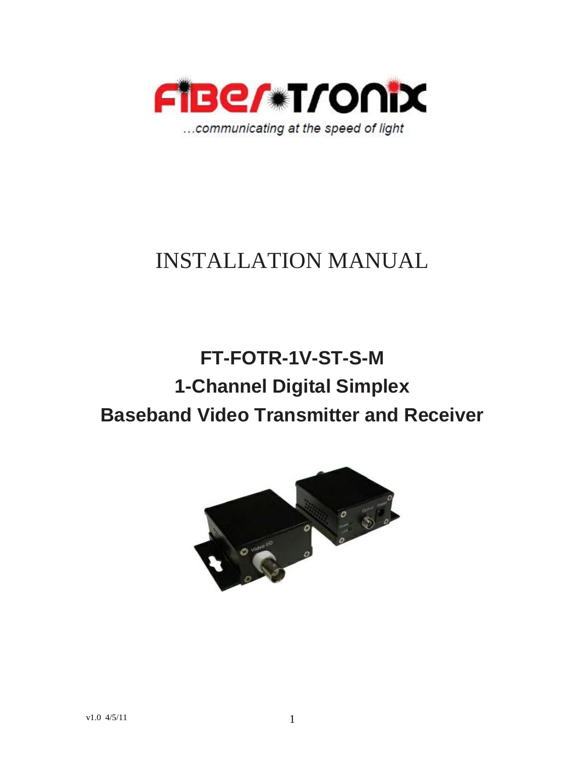FiBer-Tronix

...communicating at the speed of light

# INSTALLATION MANUAL

## FT-FOTR-1V-ST-S-M
## 1-Channel Digital Simplex
## Baseband Video Transmitter and Receiver

v1.0 4/5/11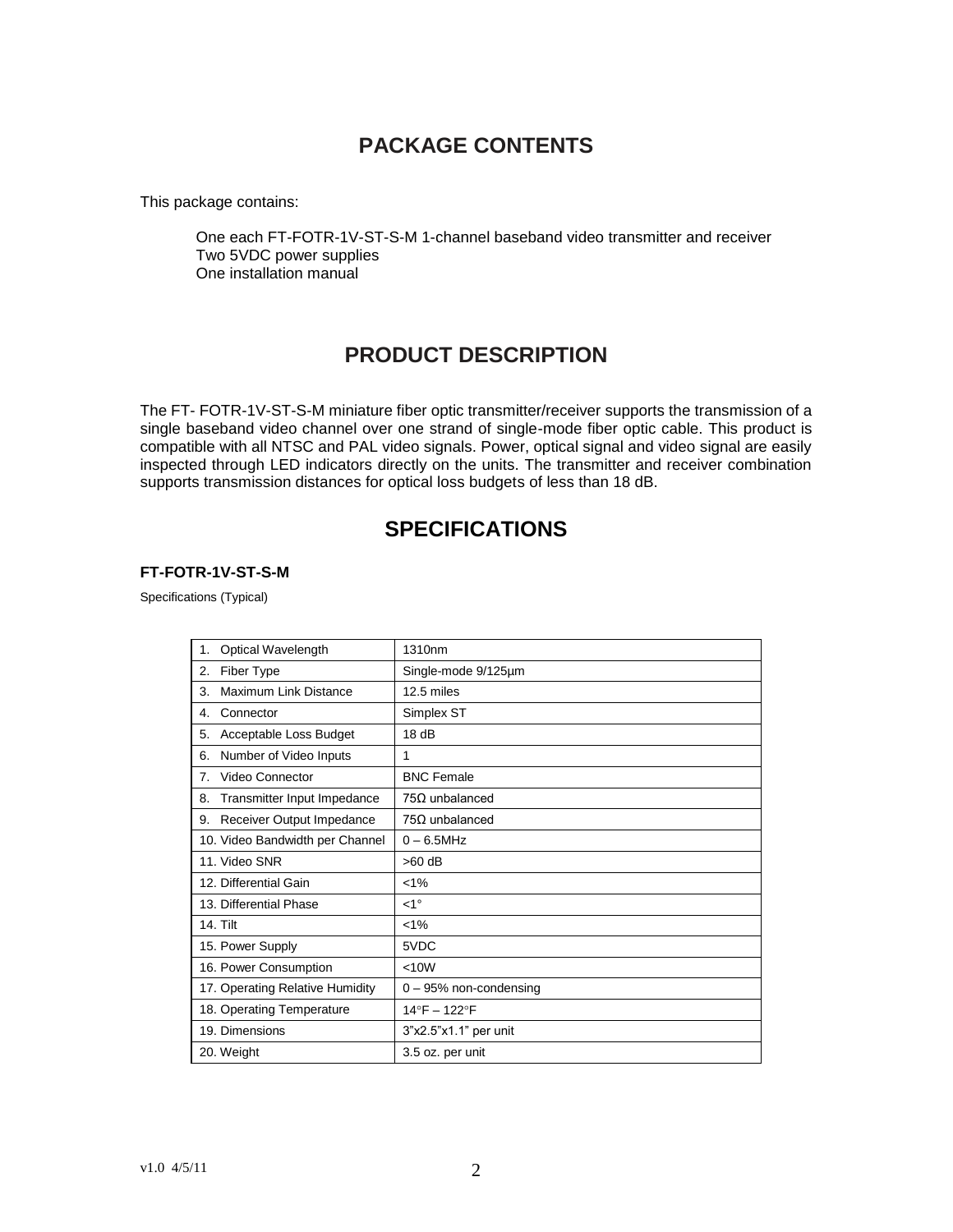## PACKAGE CONTENTS

This package contains:

One each FT-FOTR-1V-ST-S-M 1-channel baseband video transmitter and receiver
Two 5VDC power supplies
One installation manual

## PRODUCT DESCRIPTION

The FT- FOTR-1V-ST-S-M miniature fiber optic transmitter/receiver supports the transmission of a single baseband video channel over one strand of single-mode fiber optic cable. This product is compatible with all NTSC and PAL video signals. Power, optical signal and video signal are easily inspected through LED indicators directly on the units. The transmitter and receiver combination supports transmission distances for optical loss budgets of less than 18 dB.

## SPECIFICATIONS

### FT-FOTR-1V-ST-S-M

Specifications (Typical)

| | |
|---|---|
| 1. Optical Wavelength | 1310nm |
| 2. Fiber Type | Single-mode 9/125µm |
| 3. Maximum Link Distance | 12.5 miles |
| 4. Connector | Simplex ST |
| 5. Acceptable Loss Budget | 18 dB |
| 6. Number of Video Inputs | 1 |
| 7. Video Connector | BNC Female |
| 8. Transmitter Input Impedance | 75Ω unbalanced |
| 9. Receiver Output Impedance | 75Ω unbalanced |
| 10. Video Bandwidth per Channel | 0 – 6.5MHz |
| 11. Video SNR | >60 dB |
| 12. Differential Gain | <1% |
| 13. Differential Phase | <1° |
| 14. Tilt | <1% |
| 15. Power Supply | 5VDC |
| 16. Power Consumption | <10W |
| 17. Operating Relative Humidity | 0 – 95% non-condensing |
| 18. Operating Temperature | 14°F – 122°F |
| 19. Dimensions | 3"x2.5"x1.1" per unit |
| 20. Weight | 3.5 oz. per unit |

v1.0 4/5/11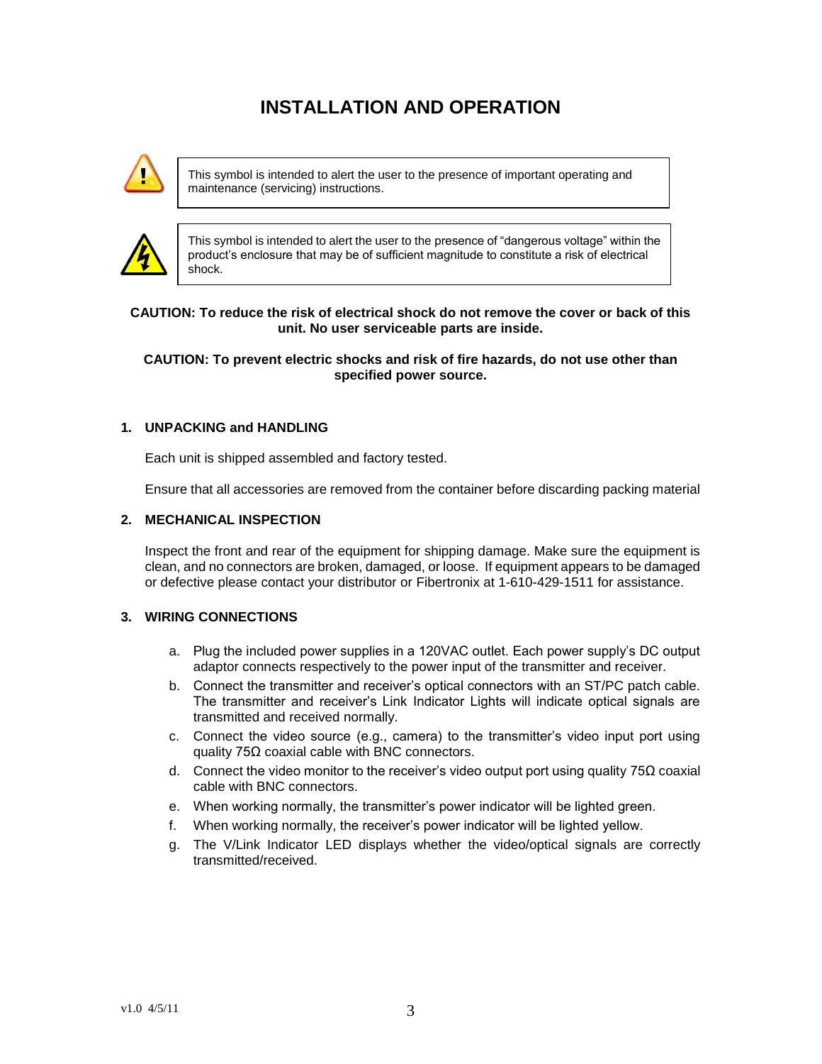# INSTALLATION AND OPERATION

This symbol is intended to alert the user to the presence of important operating and maintenance (servicing) instructions.

This symbol is intended to alert the user to the presence of "dangerous voltage" within the product's enclosure that may be of sufficient magnitude to constitute a risk of electrical shock.

**CAUTION: To reduce the risk of electrical shock do not remove the cover or back of this unit. No user serviceable parts are inside.**

**CAUTION: To prevent electric shocks and risk of fire hazards, do not use other than specified power source.**

## 1. UNPACKING and HANDLING

Each unit is shipped assembled and factory tested.

Ensure that all accessories are removed from the container before discarding packing material

## 2. MECHANICAL INSPECTION

Inspect the front and rear of the equipment for shipping damage. Make sure the equipment is clean, and no connectors are broken, damaged, or loose. If equipment appears to be damaged or defective please contact your distributor or Fibertronix at 1-610-429-1511 for assistance.

## 3. WIRING CONNECTIONS

a. Plug the included power supplies in a 120VAC outlet. Each power supply's DC output adaptor connects respectively to the power input of the transmitter and receiver.

b. Connect the transmitter and receiver's optical connectors with an ST/PC patch cable. The transmitter and receiver's Link Indicator Lights will indicate optical signals are transmitted and received normally.

c. Connect the video source (e.g., camera) to the transmitter's video input port using quality 75Ω coaxial cable with BNC connectors.

d. Connect the video monitor to the receiver's video output port using quality 75Ω coaxial cable with BNC connectors.

e. When working normally, the transmitter's power indicator will be lighted green.

f. When working normally, the receiver's power indicator will be lighted yellow.

g. The V/Link Indicator LED displays whether the video/optical signals are correctly transmitted/received.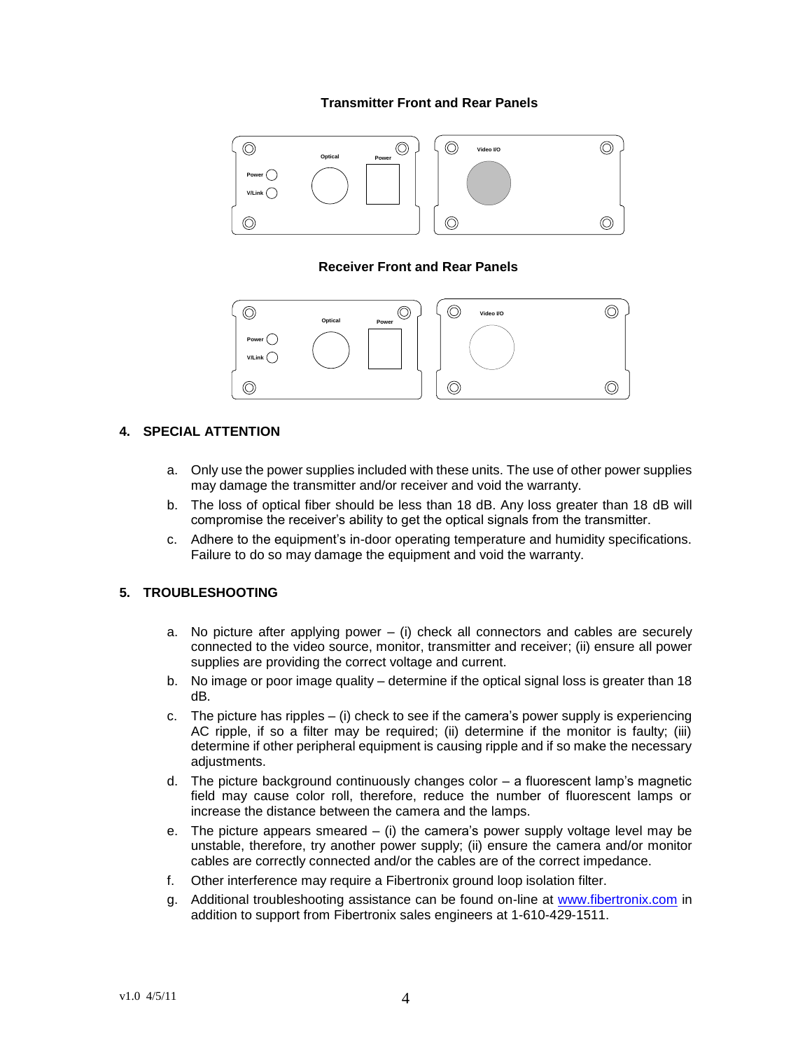**Transmitter Front and Rear Panels**

Optical
Power
Power
V/Link
Video I/O

**Receiver Front and Rear Panels**

Optical
Power
Power
V/Link
Video I/O

## 4. SPECIAL ATTENTION

a. Only use the power supplies included with these units. The use of other power supplies may damage the transmitter and/or receiver and void the warranty.

b. The loss of optical fiber should be less than 18 dB. Any loss greater than 18 dB will compromise the receiver's ability to get the optical signals from the transmitter.

c. Adhere to the equipment's in-door operating temperature and humidity specifications. Failure to do so may damage the equipment and void the warranty.

## 5. TROUBLESHOOTING

a. No picture after applying power – (i) check all connectors and cables are securely connected to the video source, monitor, transmitter and receiver; (ii) ensure all power supplies are providing the correct voltage and current.

b. No image or poor image quality – determine if the optical signal loss is greater than 18 dB.

c. The picture has ripples – (i) check to see if the camera's power supply is experiencing AC ripple, if so a filter may be required; (ii) determine if the monitor is faulty; (iii) determine if other peripheral equipment is causing ripple and if so make the necessary adjustments.

d. The picture background continuously changes color – a fluorescent lamp's magnetic field may cause color roll, therefore, reduce the number of fluorescent lamps or increase the distance between the camera and the lamps.

e. The picture appears smeared – (i) the camera's power supply voltage level may be unstable, therefore, try another power supply; (ii) ensure the camera and/or monitor cables are correctly connected and/or the cables are of the correct impedance.

f. Other interference may require a Fibertronix ground loop isolation filter.

g. Additional troubleshooting assistance can be found on-line at www.fibertronix.com in addition to support from Fibertronix sales engineers at 1-610-429-1511.

v1.0 4/5/11